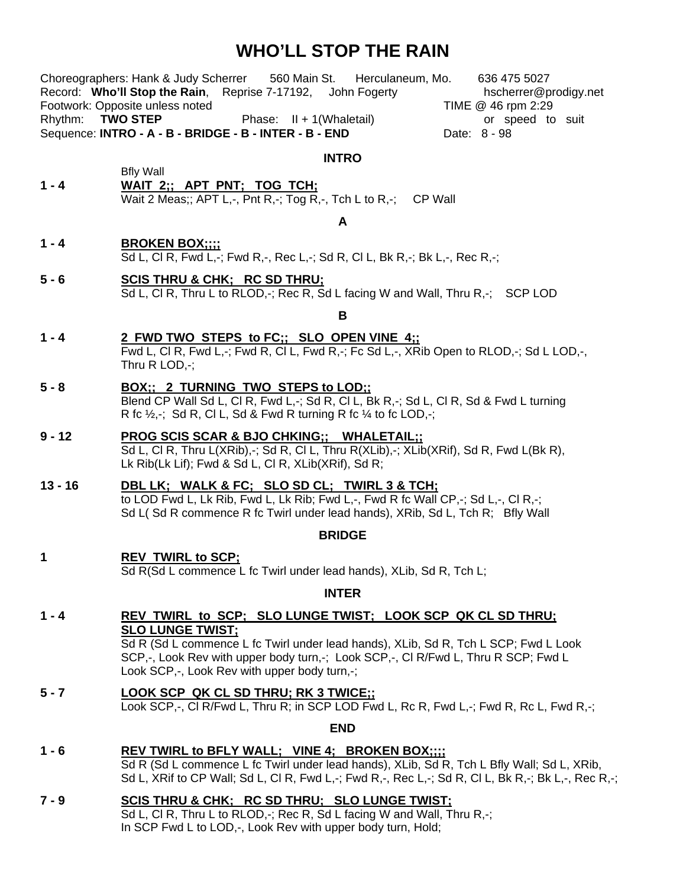# WHO'LL STOP THE RAIN

Choreographers: Hank & Judy Scherrer    560 Main St.    Herculaneum, Mo.    636 475 5027
Record: **Who'll Stop the Rain**, Reprise 7-17192, John Fogerty    hscherrer@prodigy.net
Footwork: Opposite unless noted    TIME @ 46 rpm 2:29
Rhythm: **TWO STEP**    Phase: II + 1(Whaletail)    or speed to suit
Sequence: **INTRO - A - B - BRIDGE - B - INTER - B - END**    Date: 8 - 98

## INTRO

Bfly Wall

**1 - 4** **WAIT 2;; APT PNT; TOG TCH;**
Wait 2 Meas;; APT L,-, Pnt R,-; Tog R,-, Tch L to R,-; CP Wall

## A

**1 - 4** **BROKEN BOX;;;;**
Sd L, Cl R, Fwd L,-; Fwd R,-, Rec L,-; Sd R, Cl L, Bk R,-; Bk L,-, Rec R,-;

**5 - 6** **SCIS THRU & CHK; RC SD THRU;**
Sd L, Cl R, Thru L to RLOD,-; Rec R, Sd L facing W and Wall, Thru R,-; SCP LOD

## B

**1 - 4** **2 FWD TWO STEPS to FC;; SLO OPEN VINE 4;;**
Fwd L, Cl R, Fwd L,-; Fwd R, Cl L, Fwd R,-; Fc Sd L,-, XRib Open to RLOD,-; Sd L LOD,-, Thru R LOD,-;

**5 - 8** **BOX;; 2 TURNING TWO STEPS to LOD;;**
Blend CP Wall Sd L, Cl R, Fwd L,-; Sd R, Cl L, Bk R,-; Sd L, Cl R, Sd & Fwd L turning R fc ½,-; Sd R, Cl L, Sd & Fwd R turning R fc ¼ to fc LOD,-;

**9 - 12** **PROG SCIS SCAR & BJO CHKING;; WHALETAIL;;**
Sd L, Cl R, Thru L(XRib),-; Sd R, Cl L, Thru R(XLib),-; XLib(XRif), Sd R, Fwd L(Bk R), Lk Rib(Lk Lif); Fwd & Sd L, Cl R, XLib(XRif), Sd R;

**13 - 16** **DBL LK; WALK & FC; SLO SD CL; TWIRL 3 & TCH;**
to LOD Fwd L, Lk Rib, Fwd L, Lk Rib; Fwd L,-, Fwd R fc Wall CP,-; Sd L,-, Cl R,-; Sd L( Sd R commence R fc Twirl under lead hands), XRib, Sd L, Tch R; Bfly Wall

## BRIDGE

**1** **REV TWIRL to SCP;**
Sd R(Sd L commence L fc Twirl under lead hands), XLib, Sd R, Tch L;

## INTER

**1 - 4** **REV TWIRL to SCP; SLO LUNGE TWIST; LOOK SCP QK CL SD THRU; SLO LUNGE TWIST;**
Sd R (Sd L commence L fc Twirl under lead hands), XLib, Sd R, Tch L SCP; Fwd L Look SCP,-, Look Rev with upper body turn,-; Look SCP,-, Cl R/Fwd L, Thru R SCP; Fwd L Look SCP,-, Look Rev with upper body turn,-;

**5 - 7** **LOOK SCP QK CL SD THRU; RK 3 TWICE;;**
Look SCP,-, Cl R/Fwd L, Thru R; in SCP LOD Fwd L, Rc R, Fwd L,-; Fwd R, Rc L, Fwd R,-;

## END

**1 - 6** **REV TWIRL to BFLY WALL; VINE 4; BROKEN BOX;;;;**
Sd R (Sd L commence L fc Twirl under lead hands), XLib, Sd R, Tch L Bfly Wall; Sd L, XRib, Sd L, XRif to CP Wall; Sd L, Cl R, Fwd L,-; Fwd R,-, Rec L,-; Sd R, Cl L, Bk R,-; Bk L,-, Rec R,-;

**7 - 9** **SCIS THRU & CHK; RC SD THRU; SLO LUNGE TWIST;**
Sd L, Cl R, Thru L to RLOD,-; Rec R, Sd L facing W and Wall, Thru R,-; In SCP Fwd L to LOD,-, Look Rev with upper body turn, Hold;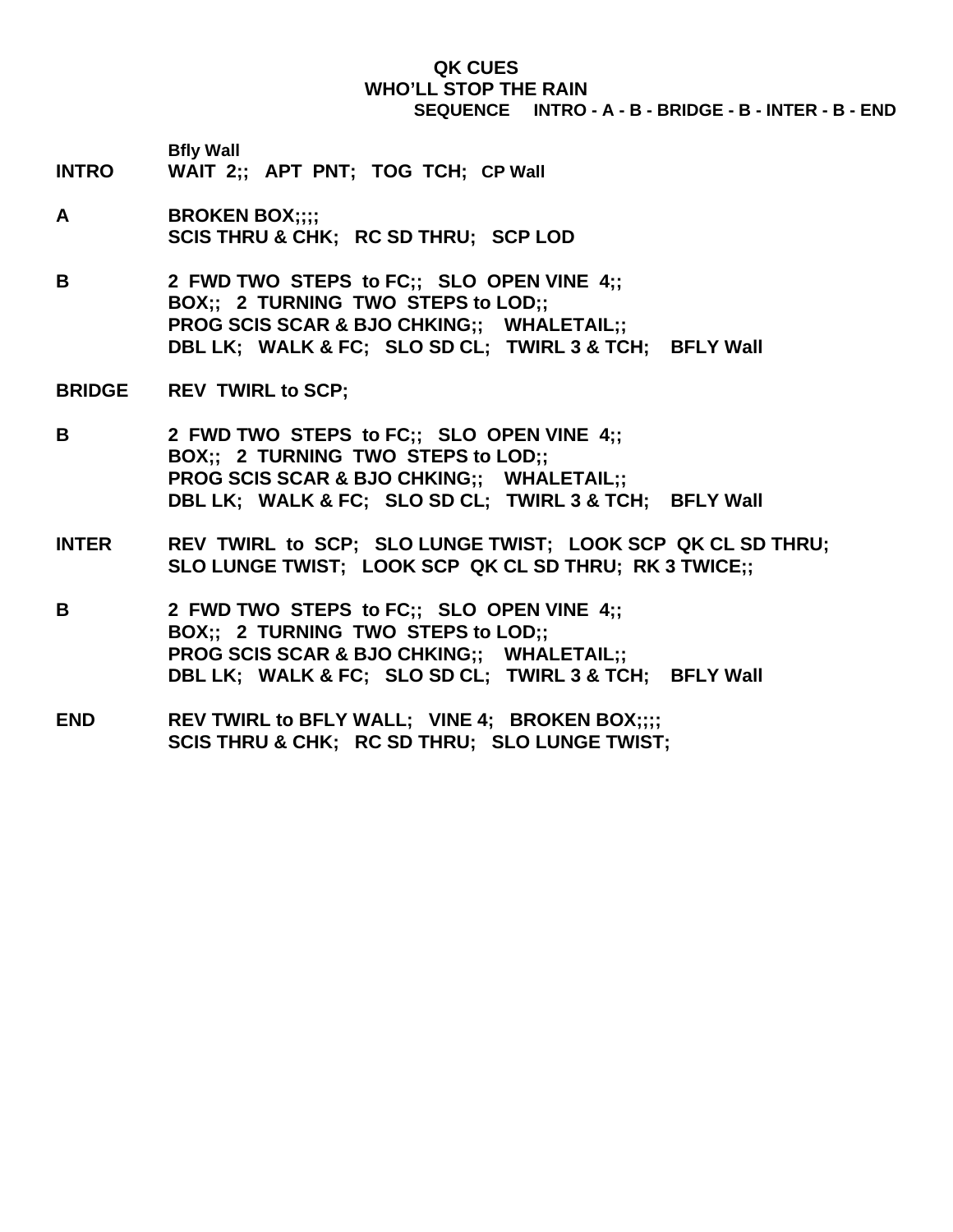**QK CUES**
**WHO'LL STOP THE RAIN**
**SEQUENCE INTRO - A - B - BRIDGE - B - INTER - B - END**

| | |
|---|---|
| | **Bfly Wall** |
| **INTRO** | **WAIT 2;; APT PNT; TOG TCH; CP Wall** |
| **A** | **BROKEN BOX;;;;** <br> **SCIS THRU & CHK; RC SD THRU; SCP LOD** |
| **B** | **2 FWD TWO STEPS to FC;; SLO OPEN VINE 4;;** <br> **BOX;; 2 TURNING TWO STEPS to LOD;;** <br> **PROG SCIS SCAR & BJO CHKING;; WHALETAIL;;** <br> **DBL LK; WALK & FC; SLO SD CL; TWIRL 3 & TCH; BFLY Wall** |
| **BRIDGE** | **REV TWIRL to SCP;** |
| **B** | **2 FWD TWO STEPS to FC;; SLO OPEN VINE 4;;** <br> **BOX;; 2 TURNING TWO STEPS to LOD;;** <br> **PROG SCIS SCAR & BJO CHKING;; WHALETAIL;;** <br> **DBL LK; WALK & FC; SLO SD CL; TWIRL 3 & TCH; BFLY Wall** |
| **INTER** | **REV TWIRL to SCP; SLO LUNGE TWIST; LOOK SCP QK CL SD THRU;** <br> **SLO LUNGE TWIST; LOOK SCP QK CL SD THRU; RK 3 TWICE;;** |
| **B** | **2 FWD TWO STEPS to FC;; SLO OPEN VINE 4;;** <br> **BOX;; 2 TURNING TWO STEPS to LOD;;** <br> **PROG SCIS SCAR & BJO CHKING;; WHALETAIL;;** <br> **DBL LK; WALK & FC; SLO SD CL; TWIRL 3 & TCH; BFLY Wall** |
| **END** | **REV TWIRL to BFLY WALL; VINE 4; BROKEN BOX;;;;** <br> **SCIS THRU & CHK; RC SD THRU; SLO LUNGE TWIST;** |